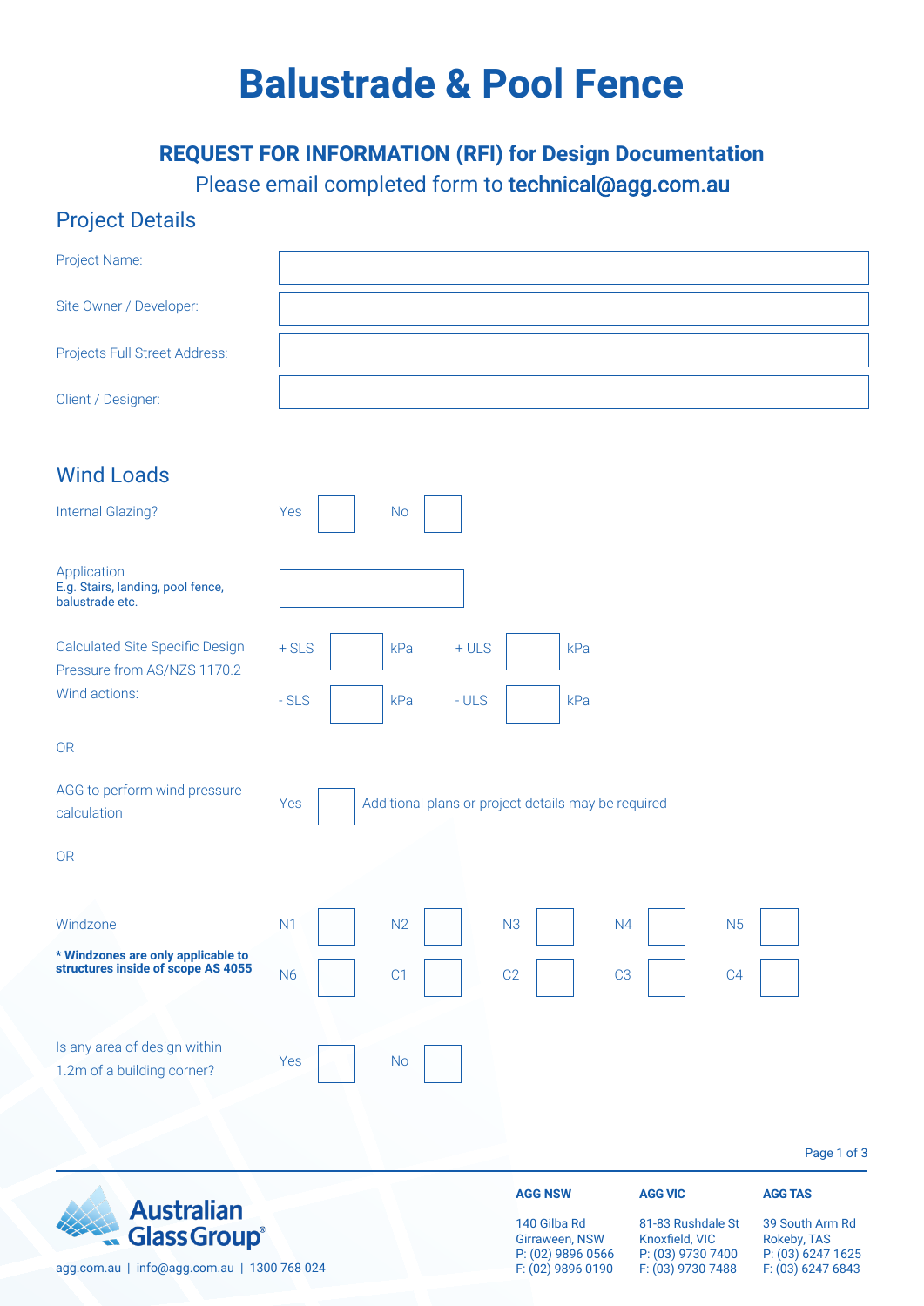# Balustrade & Pool Fence

## REQUEST FOR INFORMATION (RFI) for Design Documentation

Please email completed form to **technical@agg.com.au**

## Project Details

| | |
|---|---|
| Project Name: | |
| Site Owner / Developer: | |
| Projects Full Street Address: | |
| Client / Designer: | |

## Wind Loads

Internal Glazing? Yes ☐ No ☐

Application
**E.g. Stairs, landing, pool fence, balustrade etc.** ☐

Calculated Site Specific Design Pressure from AS/NZS 1170.2 Wind actions:

| | | | | | |
|---|---|---|---|---|---|
| + SLS | ☐ | kPa | + ULS | ☐ | kPa |
| - SLS | ☐ | kPa | - ULS | ☐ | kPa |

OR

AGG to perform wind pressure calculation Yes ☐ Additional plans or project details may be required

OR

Windzone

**\* Windzones are only applicable to structures inside of scope AS 4055**

| | | | | | | | | | |
|---|---|---|---|---|---|---|---|---|---|
| N1 | ☐ | N2 | ☐ | N3 | ☐ | N4 | ☐ | N5 | ☐ |
| N6 | ☐ | C1 | ☐ | C2 | ☐ | C3 | ☐ | C4 | ☐ |

Is any area of design within 1.2m of a building corner? Yes ☐ No ☐

**Australian Glass Group®**

agg.com.au | info@agg.com.au | 1300 768 024

| **AGG NSW** | **AGG VIC** | **AGG TAS** |
|---|---|---|
| 140 Gilba Rd | 81-83 Rushdale St | 39 South Arm Rd |
| Girraween, NSW | Knoxfield, VIC | Rokeby, TAS |
| P: (02) 9896 0566 | P: (03) 9730 7400 | P: (03) 6247 1625 |
| F: (02) 9896 0190 | F: (03) 9730 7488 | F: (03) 6247 6843 |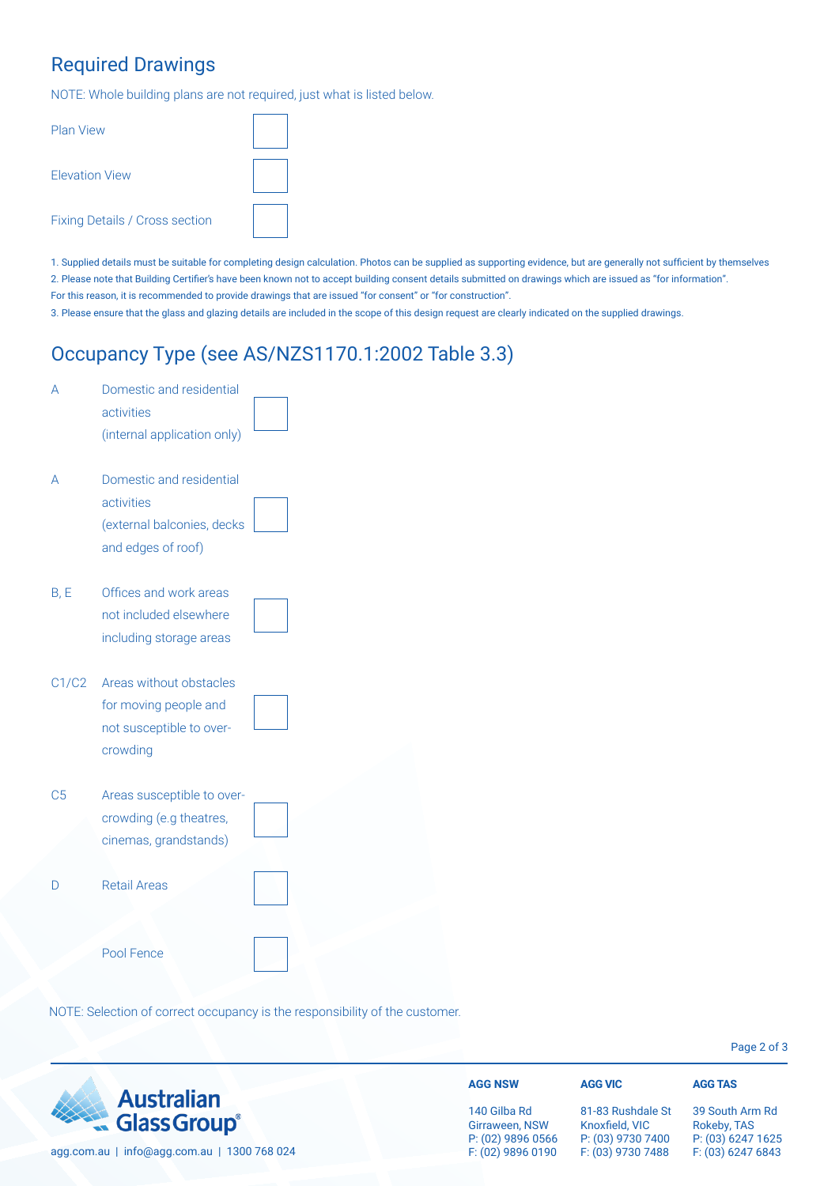## Required Drawings

NOTE: Whole building plans are not required, just what is listed below.

| | |
|---|---|
| Plan View | ☐ |
| Elevation View | ☐ |
| Fixing Details / Cross section | ☐ |

1. Supplied details must be suitable for completing design calculation. Photos can be supplied as supporting evidence, but are generally not sufficient by themselves
2. Please note that Building Certifier's have been known not to accept building consent details submitted on drawings which are issued as "for information". For this reason, it is recommended to provide drawings that are issued "for consent" or "for construction".
3. Please ensure that the glass and glazing details are included in the scope of this design request are clearly indicated on the supplied drawings.

## Occupancy Type (see AS/NZS1170.1:2002 Table 3.3)

| | | |
|---|---|---|
| A | Domestic and residential activities (internal application only) | ☐ |
| A | Domestic and residential activities (external balconies, decks and edges of roof) | ☐ |
| B, E | Offices and work areas not included elsewhere including storage areas | ☐ |
| C1/C2 | Areas without obstacles for moving people and not susceptible to over-crowding | ☐ |
| C5 | Areas susceptible to over-crowding (e.g theatres, cinemas, grandstands) | ☐ |
| D | Retail Areas | ☐ |
| | Pool Fence | ☐ |

NOTE: Selection of correct occupancy is the responsibility of the customer.

Australian Glass Group®

agg.com.au | info@agg.com.au | 1300 768 024

| AGG NSW | AGG VIC | AGG TAS |
|---|---|---|
| 140 Gilba Rd | 81-83 Rushdale St | 39 South Arm Rd |
| Girraween, NSW | Knoxfield, VIC | Rokeby, TAS |
| P: (02) 9896 0566 | P: (03) 9730 7400 | P: (03) 6247 1625 |
| F: (02) 9896 0190 | F: (03) 9730 7488 | F: (03) 6247 6843 |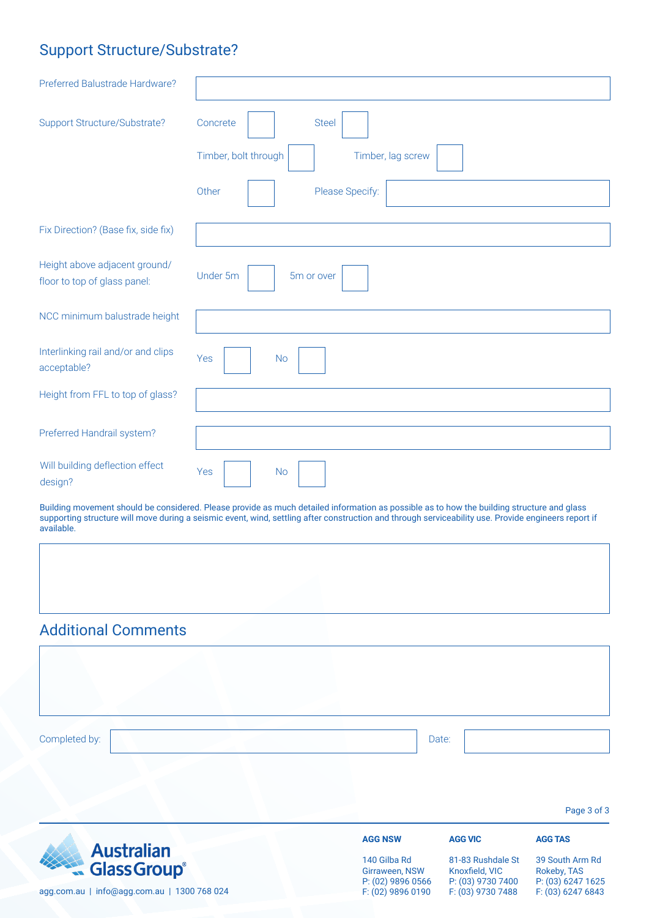## Support Structure/Substrate?

| | |
|---|---|
| Preferred Balustrade Hardware? | |
| Support Structure/Substrate? | Concrete ☐ Steel ☐ |
| | Timber, bolt through ☐ Timber, lag screw ☐ |
| | Other ☐ Please Specify: |
| Fix Direction? (Base fix, side fix) | |
| Height above adjacent ground/ floor to top of glass panel: | Under 5m ☐ 5m or over ☐ |
| NCC minimum balustrade height | |
| Interlinking rail and/or and clips acceptable? | Yes ☐ No ☐ |
| Height from FFL to top of glass? | |
| Preferred Handrail system? | |
| Will building deflection effect design? | Yes ☐ No ☐ |

Building movement should be considered. Please provide as much detailed information as possible as to how the building structure and glass supporting structure will move during a seismic event, wind, settling after construction and through serviceability use. Provide engineers report if available.

## Additional Comments

Completed by: Date:

Australian Glass Group®

agg.com.au | info@agg.com.au | 1300 768 024

**AGG NSW**
140 Gilba Rd
Girraween, NSW
P: (02) 9896 0566
F: (02) 9896 0190

**AGG VIC**
81-83 Rushdale St
Knoxfield, VIC
P: (03) 9730 7400
F: (03) 9730 7488

**AGG TAS**
39 South Arm Rd
Rokeby, TAS
P: (03) 6247 1625
F: (03) 6247 6843